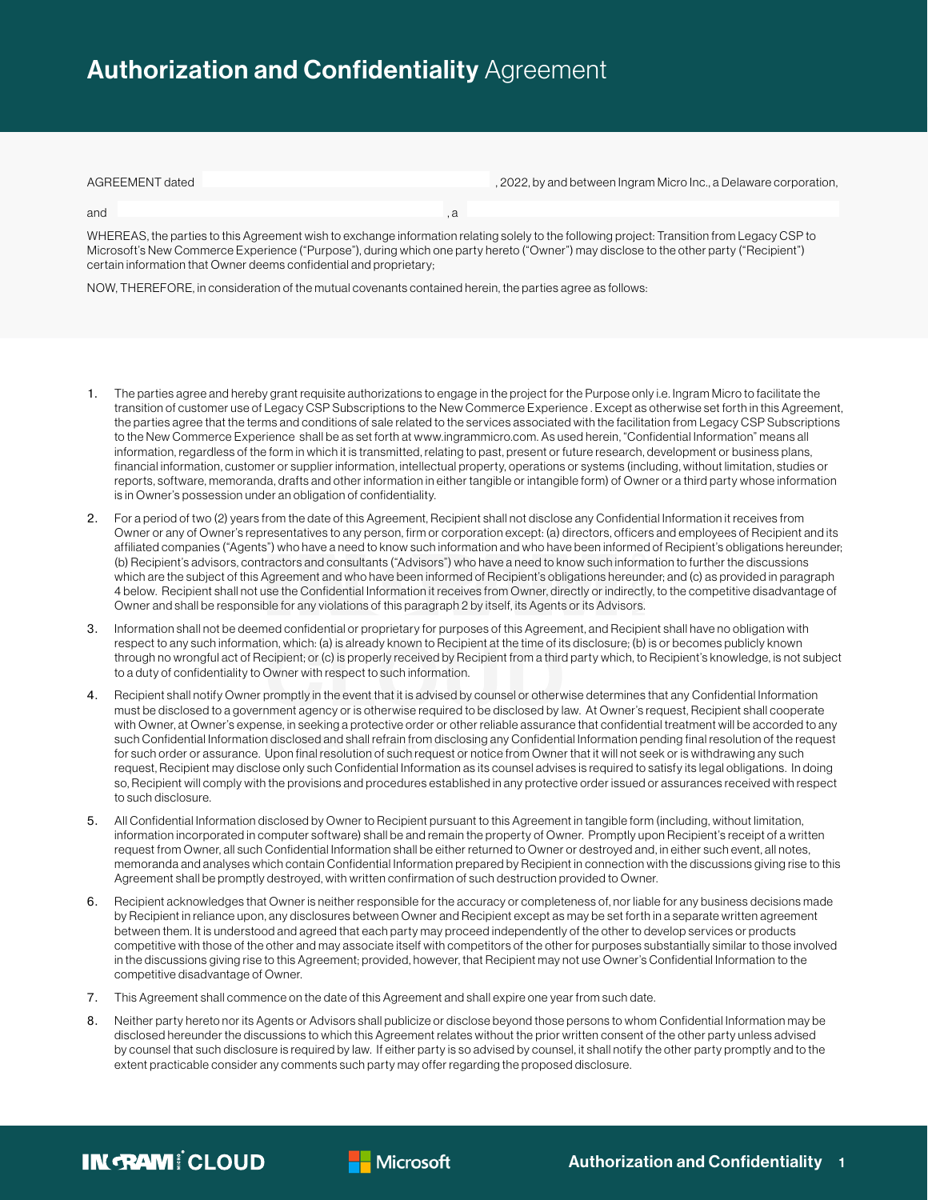# **Authorization and Confidentiality** Agreement

AGREEMENT dated ____________________, 2022, by and between Ingram Micro Inc., a Delaware corporation,

and ____________________, a ____________________

WHEREAS, the parties to this Agreement wish to exchange information relating solely to the following project: Transition from Legacy CSP to Microsoft's New Commerce Experience ("Purpose"), during which one party hereto ("Owner") may disclose to the other party ("Recipient") certain information that Owner deems confidential and proprietary;

NOW, THEREFORE, in consideration of the mutual covenants contained herein, the parties agree as follows:

1. The parties agree and hereby grant requisite authorizations to engage in the project for the Purpose only i.e. Ingram Micro to facilitate the transition of customer use of Legacy CSP Subscriptions to the New Commerce Experience . Except as otherwise set forth in this Agreement, the parties agree that the terms and conditions of sale related to the services associated with the facilitation from Legacy CSP Subscriptions to the New Commerce Experience shall be as set forth at www.ingrammicro.com. As used herein, "Confidential Information" means all information, regardless of the form in which it is transmitted, relating to past, present or future research, development or business plans, financial information, customer or supplier information, intellectual property, operations or systems (including, without limitation, studies or reports, software, memoranda, drafts and other information in either tangible or intangible form) of Owner or a third party whose information is in Owner's possession under an obligation of confidentiality.

2. For a period of two (2) years from the date of this Agreement, Recipient shall not disclose any Confidential Information it receives from Owner or any of Owner's representatives to any person, firm or corporation except: (a) directors, officers and employees of Recipient and its affiliated companies ("Agents") who have a need to know such information and who have been informed of Recipient's obligations hereunder; (b) Recipient's advisors, contractors and consultants ("Advisors") who have a need to know such information to further the discussions which are the subject of this Agreement and who have been informed of Recipient's obligations hereunder; and (c) as provided in paragraph 4 below. Recipient shall not use the Confidential Information it receives from Owner, directly or indirectly, to the competitive disadvantage of Owner and shall be responsible for any violations of this paragraph 2 by itself, its Agents or its Advisors.

3. Information shall not be deemed confidential or proprietary for purposes of this Agreement, and Recipient shall have no obligation with respect to any such information, which: (a) is already known to Recipient at the time of its disclosure; (b) is or becomes publicly known through no wrongful act of Recipient; or (c) is properly received by Recipient from a third party which, to Recipient's knowledge, is not subject to a duty of confidentiality to Owner with respect to such information.

4. Recipient shall notify Owner promptly in the event that it is advised by counsel or otherwise determines that any Confidential Information must be disclosed to a government agency or is otherwise required to be disclosed by law. At Owner's request, Recipient shall cooperate with Owner, at Owner's expense, in seeking a protective order or other reliable assurance that confidential treatment will be accorded to any such Confidential Information disclosed and shall refrain from disclosing any Confidential Information pending final resolution of the request for such order or assurance. Upon final resolution of such request or notice from Owner that it will not seek or is withdrawing any such request, Recipient may disclose only such Confidential Information as its counsel advises is required to satisfy its legal obligations. In doing so, Recipient will comply with the provisions and procedures established in any protective order issued or assurances received with respect to such disclosure.

5. All Confidential Information disclosed by Owner to Recipient pursuant to this Agreement in tangible form (including, without limitation, information incorporated in computer software) shall be and remain the property of Owner. Promptly upon Recipient's receipt of a written request from Owner, all such Confidential Information shall be either returned to Owner or destroyed and, in either such event, all notes, memoranda and analyses which contain Confidential Information prepared by Recipient in connection with the discussions giving rise to this Agreement shall be promptly destroyed, with written confirmation of such destruction provided to Owner.

6. Recipient acknowledges that Owner is neither responsible for the accuracy or completeness of, nor liable for any business decisions made by Recipient in reliance upon, any disclosures between Owner and Recipient except as may be set forth in a separate written agreement between them. It is understood and agreed that each party may proceed independently of the other to develop services or products competitive with those of the other and may associate itself with competitors of the other for purposes substantially similar to those involved in the discussions giving rise to this Agreement; provided, however, that Recipient may not use Owner's Confidential Information to the competitive disadvantage of Owner.

7. This Agreement shall commence on the date of this Agreement and shall expire one year from such date.

8. Neither party hereto nor its Agents or Advisors shall publicize or disclose beyond those persons to whom Confidential Information may be disclosed hereunder the discussions to which this Agreement relates without the prior written consent of the other party unless advised by counsel that such disclosure is required by law. If either party is so advised by counsel, it shall notify the other party promptly and to the extent practicable consider any comments such party may offer regarding the proposed disclosure.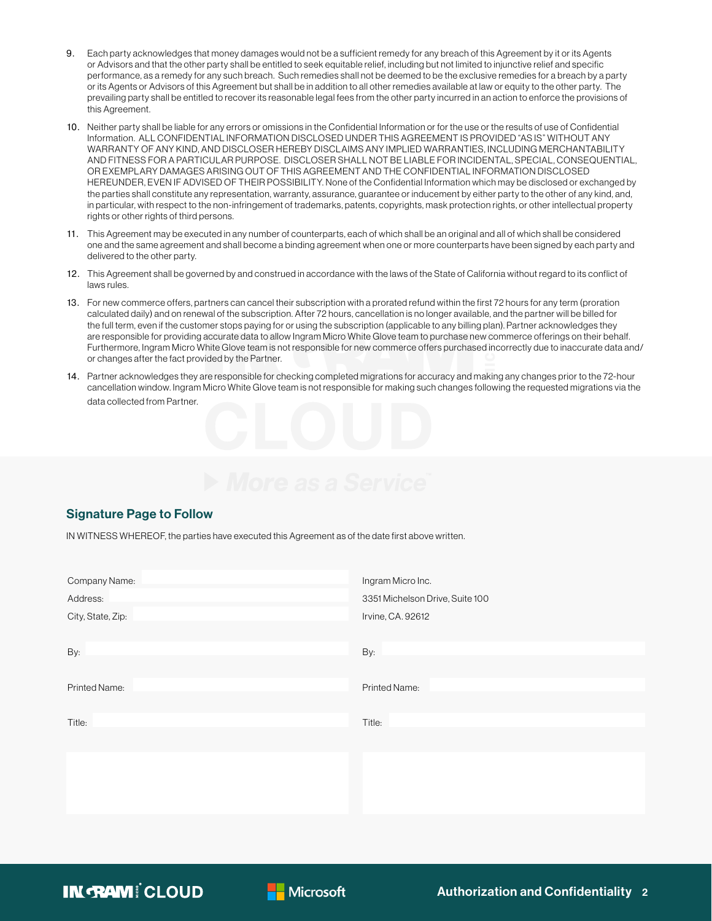9. Each party acknowledges that money damages would not be a sufficient remedy for any breach of this Agreement by it or its Agents or Advisors and that the other party shall be entitled to seek equitable relief, including but not limited to injunctive relief and specific performance, as a remedy for any such breach. Such remedies shall not be deemed to be the exclusive remedies for a breach by a party or its Agents or Advisors of this Agreement but shall be in addition to all other remedies available at law or equity to the other party. The prevailing party shall be entitled to recover its reasonable legal fees from the other party incurred in an action to enforce the provisions of this Agreement.

10. Neither party shall be liable for any errors or omissions in the Confidential Information or for the use or the results of use of Confidential Information. ALL CONFIDENTIAL INFORMATION DISCLOSED UNDER THIS AGREEMENT IS PROVIDED "AS IS" WITHOUT ANY WARRANTY OF ANY KIND, AND DISCLOSER HEREBY DISCLAIMS ANY IMPLIED WARRANTIES, INCLUDING MERCHANTABILITY AND FITNESS FOR A PARTICULAR PURPOSE. DISCLOSER SHALL NOT BE LIABLE FOR INCIDENTAL, SPECIAL, CONSEQUENTIAL, OR EXEMPLARY DAMAGES ARISING OUT OF THIS AGREEMENT AND THE CONFIDENTIAL INFORMATION DISCLOSED HEREUNDER, EVEN IF ADVISED OF THEIR POSSIBILITY. None of the Confidential Information which may be disclosed or exchanged by the parties shall constitute any representation, warranty, assurance, guarantee or inducement by either party to the other of any kind, and, in particular, with respect to the non-infringement of trademarks, patents, copyrights, mask protection rights, or other intellectual property rights or other rights of third persons.

11. This Agreement may be executed in any number of counterparts, each of which shall be an original and all of which shall be considered one and the same agreement and shall become a binding agreement when one or more counterparts have been signed by each party and delivered to the other party.

12. This Agreement shall be governed by and construed in accordance with the laws of the State of California without regard to its conflict of laws rules.

13. For new commerce offers, partners can cancel their subscription with a prorated refund within the first 72 hours for any term (proration calculated daily) and on renewal of the subscription. After 72 hours, cancellation is no longer available, and the partner will be billed for the full term, even if the customer stops paying for or using the subscription (applicable to any billing plan). Partner acknowledges they are responsible for providing accurate data to allow Ingram Micro White Glove team to purchase new commerce offerings on their behalf. Furthermore, Ingram Micro White Glove team is not responsible for new commerce offers purchased incorrectly due to inaccurate data and/or changes after the fact provided by the Partner.

14. Partner acknowledges they are responsible for checking completed migrations for accuracy and making any changes prior to the 72-hour cancellation window. Ingram Micro White Glove team is not responsible for making such changes following the requested migrations via the data collected from Partner.

## Signature Page to Follow

IN WITNESS WHEREOF, the parties have executed this Agreement as of the date first above written.

| | |
|---|---|
| Company Name: | Ingram Micro Inc. |
| Address: | 3351 Michelson Drive, Suite 100 |
| City, State, Zip: | Irvine, CA. 92612 |
| By: | By: |
| Printed Name: | Printed Name: |
| Title: | Title: |